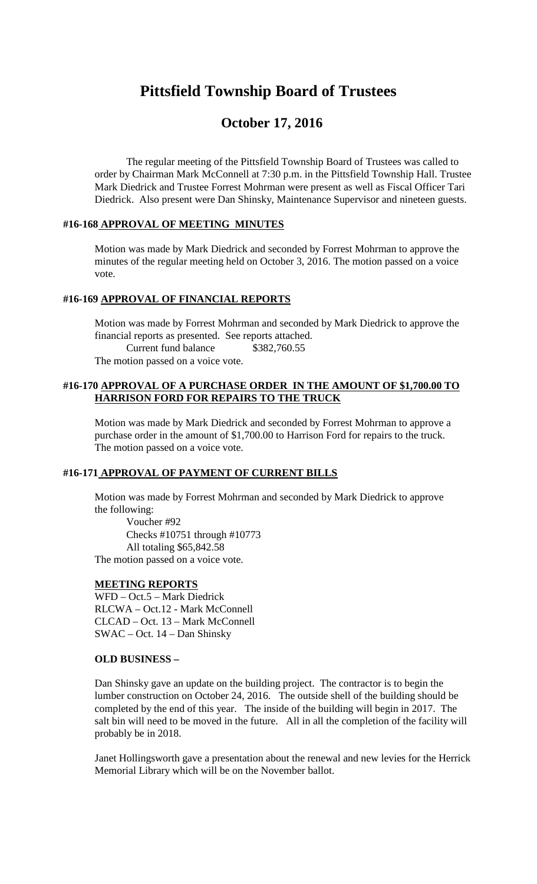# Pittsfield Township Board of Trustees

## October 17, 2016

The regular meeting of the Pittsfield Township Board of Trustees was called to order by Chairman Mark McConnell at 7:30 p.m. in the Pittsfield Township Hall. Trustee Mark Diedrick and Trustee Forrest Mohrman were present as well as Fiscal Officer Tari Diedrick. Also present were Dan Shinsky, Maintenance Supervisor and nineteen guests.

### #16-168 APPROVAL OF MEETING MINUTES

Motion was made by Mark Diedrick and seconded by Forrest Mohrman to approve the minutes of the regular meeting held on October 3, 2016. The motion passed on a voice vote.

### #16-169 APPROVAL OF FINANCIAL REPORTS

Motion was made by Forrest Mohrman and seconded by Mark Diedrick to approve the financial reports as presented. See reports attached.

Current fund balance $382,760.55

The motion passed on a voice vote.

### #16-170 APPROVAL OF A PURCHASE ORDER IN THE AMOUNT OF $1,700.00 TO HARRISON FORD FOR REPAIRS TO THE TRUCK

Motion was made by Mark Diedrick and seconded by Forrest Mohrman to approve a purchase order in the amount of $1,700.00 to Harrison Ford for repairs to the truck. The motion passed on a voice vote.

### #16-171 APPROVAL OF PAYMENT OF CURRENT BILLS

Motion was made by Forrest Mohrman and seconded by Mark Diedrick to approve the following:

Voucher #92
Checks #10751 through #10773
All totaling $65,842.58

The motion passed on a voice vote.

### MEETING REPORTS

WFD – Oct.5 – Mark Diedrick
RLCWA – Oct.12 - Mark McConnell
CLCAD – Oct. 13 – Mark McConnell
SWAC – Oct. 14 – Dan Shinsky

### OLD BUSINESS –

Dan Shinsky gave an update on the building project. The contractor is to begin the lumber construction on October 24, 2016. The outside shell of the building should be completed by the end of this year. The inside of the building will begin in 2017. The salt bin will need to be moved in the future. All in all the completion of the facility will probably be in 2018.

Janet Hollingsworth gave a presentation about the renewal and new levies for the Herrick Memorial Library which will be on the November ballot.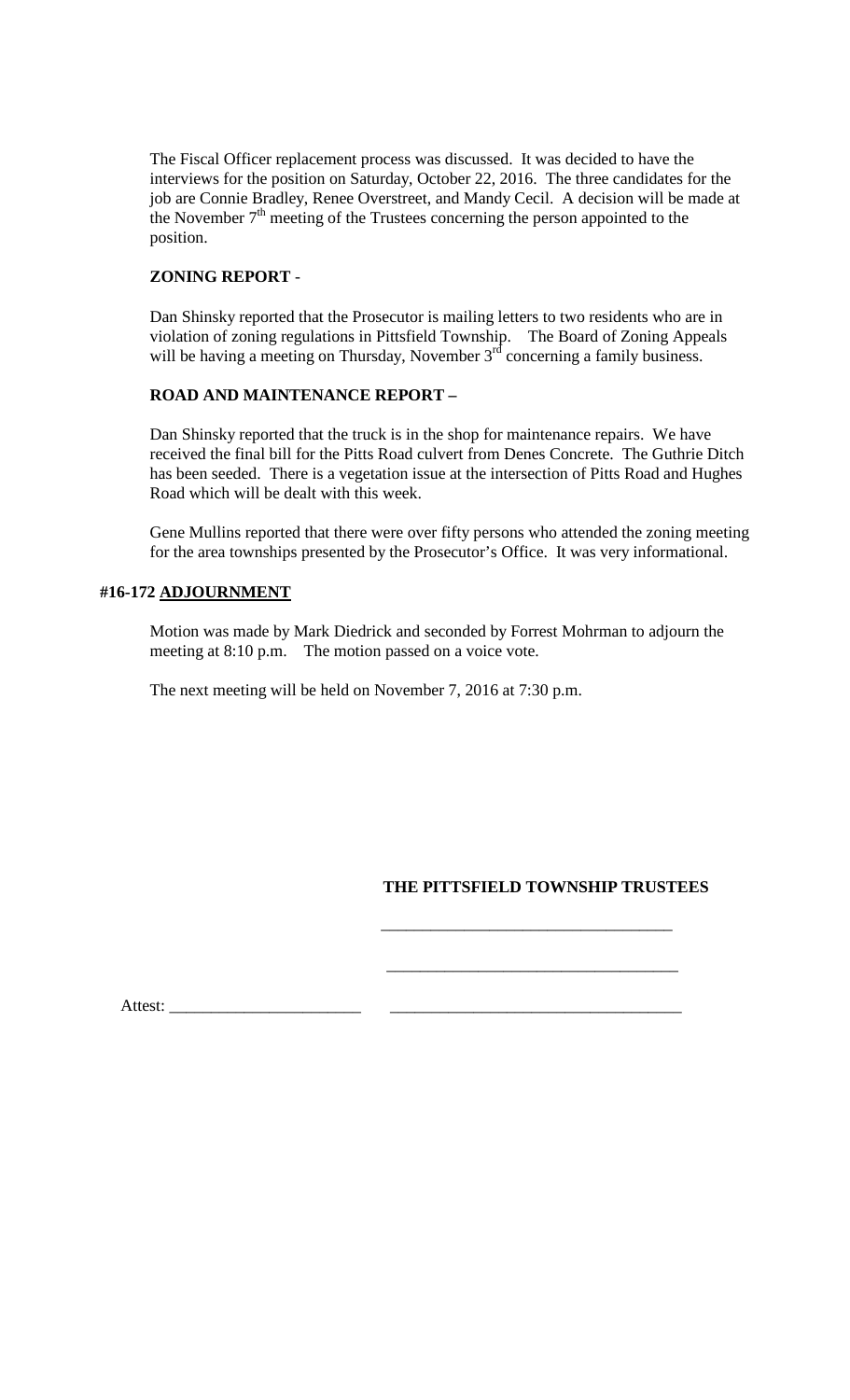The Fiscal Officer replacement process was discussed. It was decided to have the interviews for the position on Saturday, October 22, 2016. The three candidates for the job are Connie Bradley, Renee Overstreet, and Mandy Cecil. A decision will be made at the November 7th meeting of the Trustees concerning the person appointed to the position.

**ZONING REPORT** -

Dan Shinsky reported that the Prosecutor is mailing letters to two residents who are in violation of zoning regulations in Pittsfield Township. The Board of Zoning Appeals will be having a meeting on Thursday, November 3rd concerning a family business.

**ROAD AND MAINTENANCE REPORT –**

Dan Shinsky reported that the truck is in the shop for maintenance repairs. We have received the final bill for the Pitts Road culvert from Denes Concrete. The Guthrie Ditch has been seeded. There is a vegetation issue at the intersection of Pitts Road and Hughes Road which will be dealt with this week.

Gene Mullins reported that there were over fifty persons who attended the zoning meeting for the area townships presented by the Prosecutor's Office. It was very informational.

**#16-172 ADJOURNMENT**

Motion was made by Mark Diedrick and seconded by Forrest Mohrman to adjourn the meeting at 8:10 p.m. The motion passed on a voice vote.

The next meeting will be held on November 7, 2016 at 7:30 p.m.

**THE PITTSFIELD TOWNSHIP TRUSTEES**

\_\_\_\_\_\_\_\_\_\_\_\_\_\_\_\_\_\_\_\_\_\_\_\_\_\_\_\_\_\_\_\_\_\_\_

\_\_\_\_\_\_\_\_\_\_\_\_\_\_\_\_\_\_\_\_\_\_\_\_\_\_\_\_\_\_\_\_\_\_\_

Attest: \_\_\_\_\_\_\_\_\_\_\_\_\_\_\_\_\_\_\_\_\_\_\_ \_\_\_\_\_\_\_\_\_\_\_\_\_\_\_\_\_\_\_\_\_\_\_\_\_\_\_\_\_\_\_\_\_\_\_